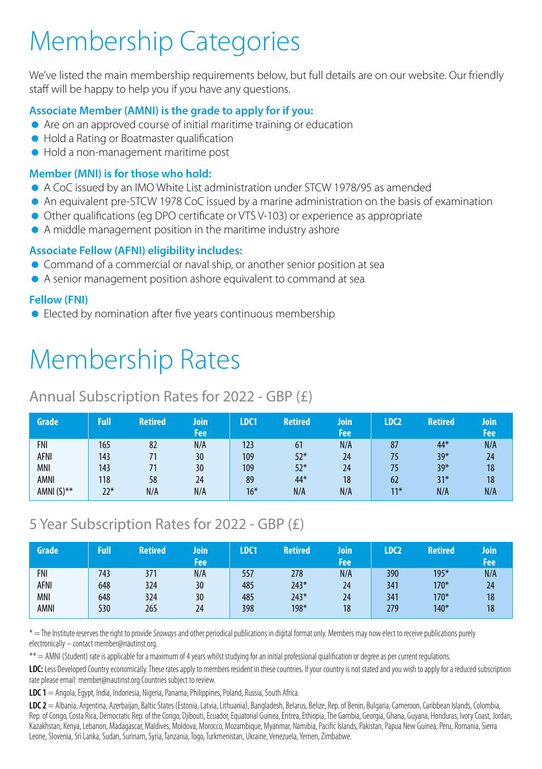# Membership Categories

We've listed the main membership requirements below, but full details are on our website. Our friendly staff will be happy to help you if you have any questions.

### Associate Member (AMNI) is the grade to apply for if you:

- Are on an approved course of initial maritime training or education
- Hold a Rating or Boatmaster qualification
- Hold a non-management maritime post

### Member (MNI) is for those who hold:

- A CoC issued by an IMO White List administration under STCW 1978/95 as amended
- An equivalent pre-STCW 1978 CoC issued by a marine administration on the basis of examination
- Other qualifications (eg DPO certificate or VTS V-103) or experience as appropriate
- A middle management position in the maritime industry ashore

### Associate Fellow (AFNI) eligibility includes:

- Command of a commercial or naval ship, or another senior position at sea
- A senior management position ashore equivalent to command at sea

### Fellow (FNI)

- Elected by nomination after five years continuous membership

# Membership Rates

## Annual Subscription Rates for 2022 - GBP (£)

| Grade | Full | Retired | Join Fee | LDC1 | Retired | Join Fee | LDC2 | Retired | Join Fee |
|---|---|---|---|---|---|---|---|---|---|
| FNI | 165 | 82 | N/A | 123 | 61 | N/A | 87 | 44* | N/A |
| AFNI | 143 | 71 | 30 | 109 | 52* | 24 | 75 | 39* | 24 |
| MNI | 143 | 71 | 30 | 109 | 52* | 24 | 75 | 39* | 18 |
| AMNI | 118 | 58 | 24 | 89 | 44* | 18 | 62 | 31* | 18 |
| AMNI (S)** | 22* | N/A | N/A | 16* | N/A | N/A | 11* | N/A | N/A |

## 5 Year Subscription Rates for 2022 - GBP (£)

| Grade | Full | Retired | Join Fee | LDC1 | Retired | Join Fee | LDC2 | Retired | Join Fee |
|---|---|---|---|---|---|---|---|---|---|
| FNI | 743 | 371 | N/A | 557 | 278 | N/A | 390 | 195* | N/A |
| AFNI | 648 | 324 | 30 | 485 | 243* | 24 | 341 | 170* | 24 |
| MNI | 648 | 324 | 30 | 485 | 243* | 24 | 341 | 170* | 18 |
| AMNI | 530 | 265 | 24 | 398 | 198* | 18 | 279 | 140* | 18 |

* = The Institute reserves the right to provide *Seaways* and other periodical publications in digital format only. Members may now elect to receive publications purely electronically – contact member@nautinst.org.

** = AMNI (Student) rate is applicable for a maximum of 4 years whilst studying for an initial professional qualification or degree as per current regulations.

**LDC:** Less Developed Country economically. These rates apply to members resident in these countries. If your country is not stated and you wish to apply for a reduced subscription rate please email: member@nautinst.org Countries subject to review.

**LDC 1** = Angola, Egypt, India, Indonesia, Nigeria, Panama, Philippines, Poland, Russia, South Africa.

**LDC 2** = Albania, Argentina, Azerbaijan, Baltic States (Estonia, Latvia, Lithuania), Bangladesh, Belarus, Belize, Rep. of Benin, Bulgaria, Cameroon, Caribbean Islands, Colombia, Rep. of Congo, Costa Rica, Democratic Rep. of the Congo, Djibouti, Ecuador, Equatorial Guinea, Eritrea, Ethiopia, The Gambia, Georgia, Ghana, Guyana, Honduras, Ivory Coast, Jordan, Kazakhstan, Kenya, Lebanon, Madagascar, Maldives, Moldova, Morocco, Mozambique, Myanmar, Namibia, Pacific Islands, Pakistan, Papua New Guinea, Peru, Romania, Sierra Leone, Slovenia, Sri Lanka, Sudan, Surinam, Syria, Tanzania, Togo, Turkmenistan, Ukraine, Venezuela, Yemen, Zimbabwe.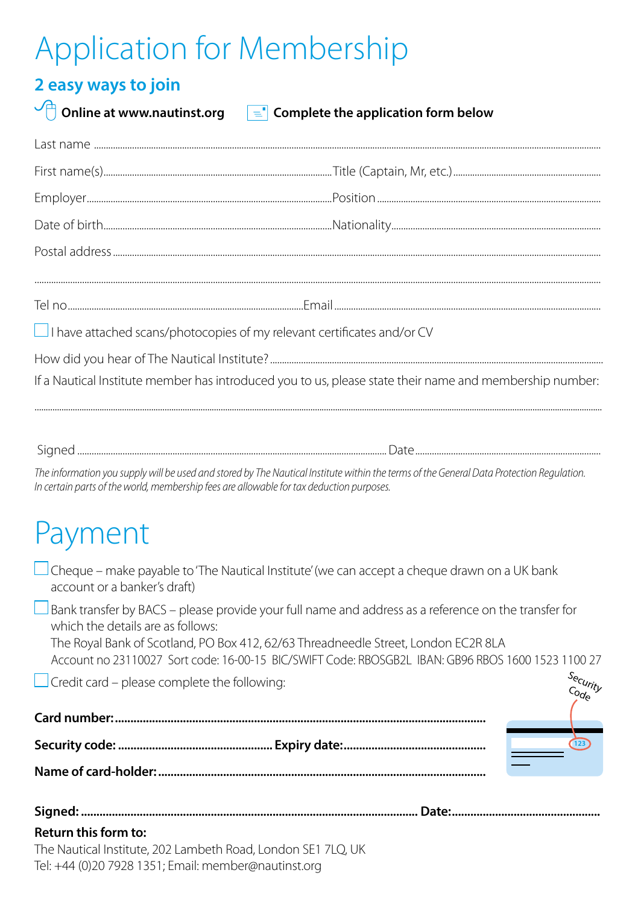# Application for Membership

## 2 easy ways to join

**Online at www.nautinst.org** **Complete the application form below**

Last name ..................................................................................................................................

First name(s)................................................................ Title (Captain, Mr, etc.) ...............................................

Employer.................................................................... Position ...........................................................

Date of birth................................................................ Nationality........................................................

Postal address ..............................................................................................................................

.....................................................................................................................................................

Tel no........................................................................ Email ..............................................................

☐ I have attached scans/photocopies of my relevant certificates and/or CV

How did you hear of The Nautical Institute? ....................................................................................

If a Nautical Institute member has introduced you to us, please state their name and membership number:

.....................................................................................................................................................

Signed ........................................................................ Date..............................................................

*The information you supply will be used and stored by The Nautical Institute within the terms of the General Data Protection Regulation. In certain parts of the world, membership fees are allowable for tax deduction purposes.*

# Payment

☐ Cheque – make payable to 'The Nautical Institute' (we can accept a cheque drawn on a UK bank account or a banker's draft)

☐ Bank transfer by BACS – please provide your full name and address as a reference on the transfer for which the details are as follows:
The Royal Bank of Scotland, PO Box 412, 62/63 Threadneedle Street, London EC2R 8LA
Account no 23110027 Sort code: 16-00-15 BIC/SWIFT Code: RBOSGB2L IBAN: GB96 RBOS 1600 1523 1100 27

☐ Credit card – please complete the following:

Security Code

123

**Card number:** ..........................................................................................................

**Security code:** ........................................ **Expiry date:**........................................

**Name of card-holder:** ...............................................................................................

**Signed:** ........................................................................................ **Date:**........................................

**Return this form to:**
The Nautical Institute, 202 Lambeth Road, London SE1 7LQ, UK
Tel: +44 (0)20 7928 1351; Email: member@nautinst.org